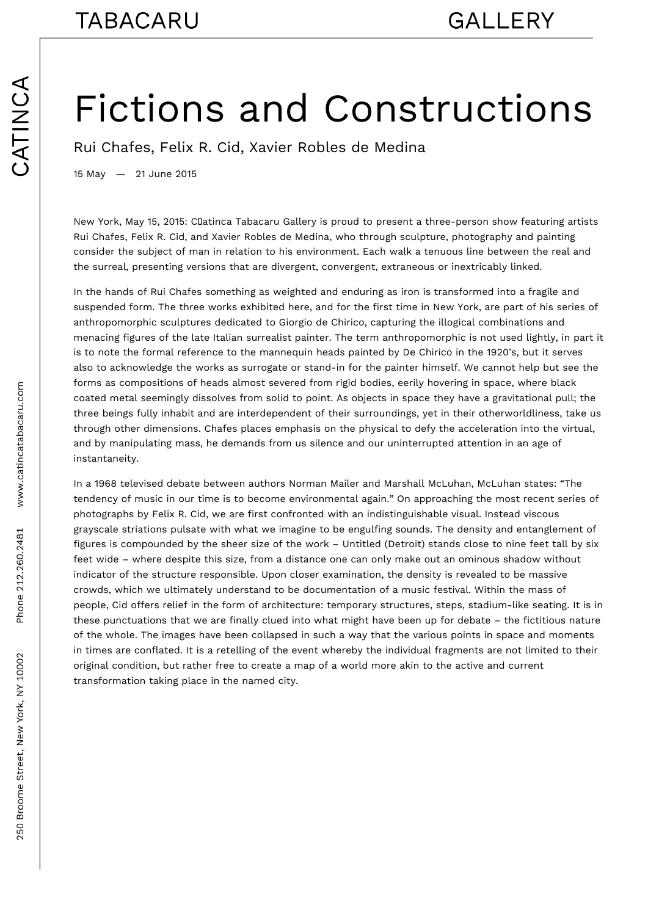# Fictions and Constructions

Rui Chafes, Felix R. Cid, Xavier Robles de Medina

15 May — 21 June 2015

New York, May 15, 2015: C atinca Tabacaru Gallery is proud to present a three-person show featuring artists Rui Chafes, Felix R. Cid, and Xavier Robles de Medina, who through sculpture, photography and painting consider the subject of man in relation to his environment. Each walk a tenuous line between the real and the surreal, presenting versions that are divergent, convergent, extraneous or inextricably linked.

In the hands of Rui Chafes something as weighted and enduring as iron is transformed into a fragile and suspended form. The three works exhibited here, and for the first time in New York, are part of his series of anthropomorphic sculptures dedicated to Giorgio de Chirico, capturing the illogical combinations and menacing figures of the late Italian surrealist painter. The term anthropomorphic is not used lightly, in part it is to note the formal reference to the mannequin heads painted by De Chirico in the 1920's, but it serves also to acknowledge the works as surrogate or stand-in for the painter himself. We cannot help but see the forms as compositions of heads almost severed from rigid bodies, eerily hovering in space, where black coated metal seemingly dissolves from solid to point. As objects in space they have a gravitational pull; the three beings fully inhabit and are interdependent of their surroundings, yet in their otherworldliness, take us through other dimensions. Chafes places emphasis on the physical to defy the acceleration into the virtual, and by manipulating mass, he demands from us silence and our uninterrupted attention in an age of instantaneity.

In a 1968 televised debate between authors Norman Mailer and Marshall McLuhan, McLuhan states: "The tendency of music in our time is to become environmental again." On approaching the most recent series of photographs by Felix R. Cid, we are first confronted with an indistinguishable visual. Instead viscous grayscale striations pulsate with what we imagine to be engulfing sounds. The density and entanglement of figures is compounded by the sheer size of the work – Untitled (Detroit) stands close to nine feet tall by six feet wide – where despite this size, from a distance one can only make out an ominous shadow without indicator of the structure responsible. Upon closer examination, the density is revealed to be massive crowds, which we ultimately understand to be documentation of a music festival. Within the mass of people, Cid offers relief in the form of architecture: temporary structures, steps, stadium-like seating. It is in these punctuations that we are finally clued into what might have been up for debate – the fictitious nature of the whole. The images have been collapsed in such a way that the various points in space and moments in times are conflated. It is a retelling of the event whereby the individual fragments are not limited to their original condition, but rather free to create a map of a world more akin to the active and current transformation taking place in the named city.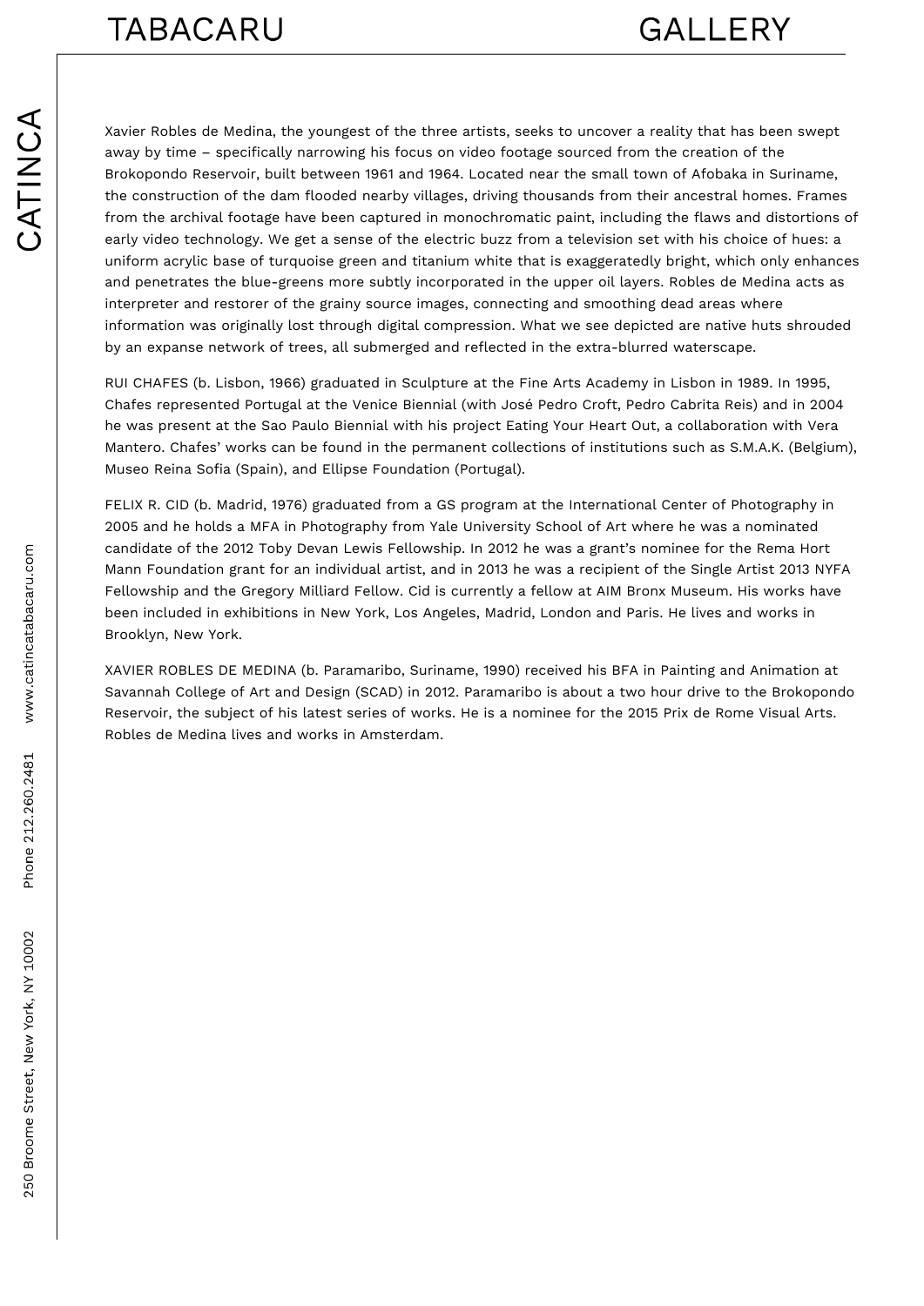Xavier Robles de Medina, the youngest of the three artists, seeks to uncover a reality that has been swept away by time – specifically narrowing his focus on video footage sourced from the creation of the Brokopondo Reservoir, built between 1961 and 1964. Located near the small town of Afobaka in Suriname, the construction of the dam flooded nearby villages, driving thousands from their ancestral homes. Frames from the archival footage have been captured in monochromatic paint, including the flaws and distortions of early video technology. We get a sense of the electric buzz from a television set with his choice of hues: a uniform acrylic base of turquoise green and titanium white that is exaggeratedly bright, which only enhances and penetrates the blue-greens more subtly incorporated in the upper oil layers. Robles de Medina acts as interpreter and restorer of the grainy source images, connecting and smoothing dead areas where information was originally lost through digital compression. What we see depicted are native huts shrouded by an expanse network of trees, all submerged and reflected in the extra-blurred waterscape.

RUI CHAFES (b. Lisbon, 1966) graduated in Sculpture at the Fine Arts Academy in Lisbon in 1989. In 1995, Chafes represented Portugal at the Venice Biennial (with José Pedro Croft, Pedro Cabrita Reis) and in 2004 he was present at the Sao Paulo Biennial with his project Eating Your Heart Out, a collaboration with Vera Mantero. Chafes' works can be found in the permanent collections of institutions such as S.M.A.K. (Belgium), Museo Reina Sofia (Spain), and Ellipse Foundation (Portugal).

FELIX R. CID (b. Madrid, 1976) graduated from a GS program at the International Center of Photography in 2005 and he holds a MFA in Photography from Yale University School of Art where he was a nominated candidate of the 2012 Toby Devan Lewis Fellowship. In 2012 he was a grant's nominee for the Rema Hort Mann Foundation grant for an individual artist, and in 2013 he was a recipient of the Single Artist 2013 NYFA Fellowship and the Gregory Milliard Fellow. Cid is currently a fellow at AIM Bronx Museum. His works have been included in exhibitions in New York, Los Angeles, Madrid, London and Paris. He lives and works in Brooklyn, New York.

XAVIER ROBLES DE MEDINA (b. Paramaribo, Suriname, 1990) received his BFA in Painting and Animation at Savannah College of Art and Design (SCAD) in 2012. Paramaribo is about a two hour drive to the Brokopondo Reservoir, the subject of his latest series of works. He is a nominee for the 2015 Prix de Rome Visual Arts. Robles de Medina lives and works in Amsterdam.